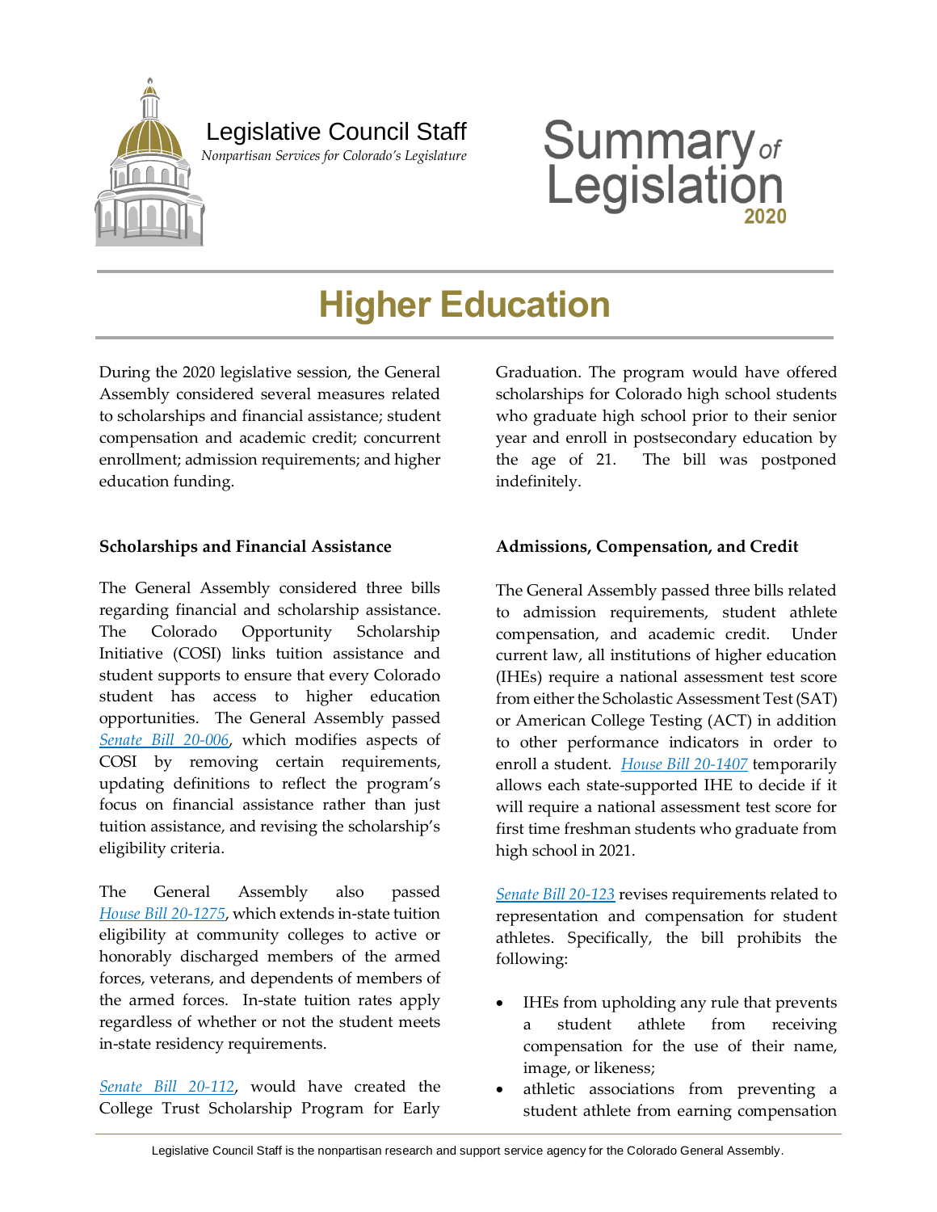Legislative Council Staff

*Nonpartisan Services for Colorado's Legislature*

# Summary of Legislation 2020

# Higher Education

During the 2020 legislative session, the General Assembly considered several measures related to scholarships and financial assistance; student compensation and academic credit; concurrent enrollment; admission requirements; and higher education funding.

### Scholarships and Financial Assistance

The General Assembly considered three bills regarding financial and scholarship assistance. The Colorado Opportunity Scholarship Initiative (COSI) links tuition assistance and student supports to ensure that every Colorado student has access to higher education opportunities. The General Assembly passed *Senate Bill 20-006*, which modifies aspects of COSI by removing certain requirements, updating definitions to reflect the program's focus on financial assistance rather than just tuition assistance, and revising the scholarship's eligibility criteria.

The General Assembly also passed *House Bill 20-1275*, which extends in-state tuition eligibility at community colleges to active or honorably discharged members of the armed forces, veterans, and dependents of members of the armed forces. In-state tuition rates apply regardless of whether or not the student meets in-state residency requirements.

*Senate Bill 20-112*, would have created the College Trust Scholarship Program for Early Graduation. The program would have offered scholarships for Colorado high school students who graduate high school prior to their senior year and enroll in postsecondary education by the age of 21. The bill was postponed indefinitely.

### Admissions, Compensation, and Credit

The General Assembly passed three bills related to admission requirements, student athlete compensation, and academic credit. Under current law, all institutions of higher education (IHEs) require a national assessment test score from either the Scholastic Assessment Test (SAT) or American College Testing (ACT) in addition to other performance indicators in order to enroll a student. *House Bill 20-1407* temporarily allows each state-supported IHE to decide if it will require a national assessment test score for first time freshman students who graduate from high school in 2021.

*Senate Bill 20-123* revises requirements related to representation and compensation for student athletes. Specifically, the bill prohibits the following:

- IHEs from upholding any rule that prevents a student athlete from receiving compensation for the use of their name, image, or likeness;
- athletic associations from preventing a student athlete from earning compensation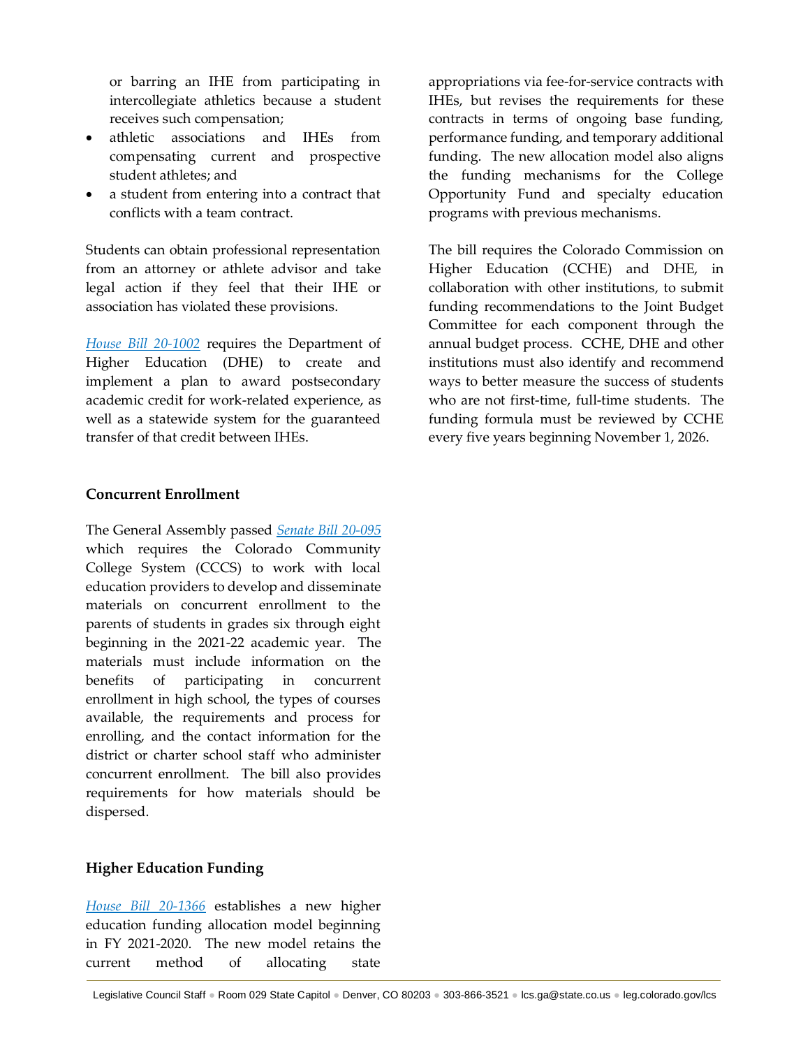or barring an IHE from participating in intercollegiate athletics because a student receives such compensation;

- athletic associations and IHEs from compensating current and prospective student athletes; and
- a student from entering into a contract that conflicts with a team contract.

Students can obtain professional representation from an attorney or athlete advisor and take legal action if they feel that their IHE or association has violated these provisions.

*House Bill 20-1002* requires the Department of Higher Education (DHE) to create and implement a plan to award postsecondary academic credit for work-related experience, as well as a statewide system for the guaranteed transfer of that credit between IHEs.

### Concurrent Enrollment

The General Assembly passed *Senate Bill 20-095* which requires the Colorado Community College System (CCCS) to work with local education providers to develop and disseminate materials on concurrent enrollment to the parents of students in grades six through eight beginning in the 2021-22 academic year. The materials must include information on the benefits of participating in concurrent enrollment in high school, the types of courses available, the requirements and process for enrolling, and the contact information for the district or charter school staff who administer concurrent enrollment. The bill also provides requirements for how materials should be dispersed.

### Higher Education Funding

*House Bill 20-1366* establishes a new higher education funding allocation model beginning in FY 2021-2020. The new model retains the current method of allocating state appropriations via fee-for-service contracts with IHEs, but revises the requirements for these contracts in terms of ongoing base funding, performance funding, and temporary additional funding. The new allocation model also aligns the funding mechanisms for the College Opportunity Fund and specialty education programs with previous mechanisms.

The bill requires the Colorado Commission on Higher Education (CCHE) and DHE, in collaboration with other institutions, to submit funding recommendations to the Joint Budget Committee for each component through the annual budget process. CCHE, DHE and other institutions must also identify and recommend ways to better measure the success of students who are not first-time, full-time students. The funding formula must be reviewed by CCHE every five years beginning November 1, 2026.